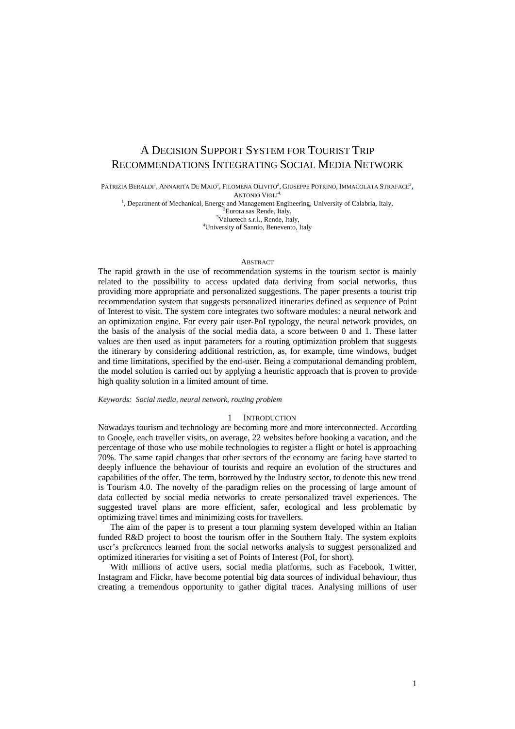# A Decision Support System for Tourist Trip Recommendations Integrating Social Media Network

Patrizia Beraldi[1], Annarita De Maio[1], Filomena Olivito[2], Giuseppe Potrino, Immacolata Straface[3], Antonio Violi[4]

[1], Department of Mechanical, Energy and Management Engineering, University of Calabria, Italy,
[2]Eurora sas Rende, Italy,
[3]Valuetech s.r.l., Rende, Italy,
[4]University of Sannio, Benevento, Italy

## Abstract

The rapid growth in the use of recommendation systems in the tourism sector is mainly related to the possibility to access updated data deriving from social networks, thus providing more appropriate and personalized suggestions. The paper presents a tourist trip recommendation system that suggests personalized itineraries defined as sequence of Point of Interest to visit. The system core integrates two software modules: a neural network and an optimization engine. For every pair user-PoI typology, the neural network provides, on the basis of the analysis of the social media data, a score between 0 and 1. These latter values are then used as input parameters for a routing optimization problem that suggests the itinerary by considering additional restriction, as, for example, time windows, budget and time limitations, specified by the end-user. Being a computational demanding problem, the model solution is carried out by applying a heuristic approach that is proven to provide high quality solution in a limited amount of time.

*Keywords: Social media, neural network, routing problem*

## 1 Introduction

Nowadays tourism and technology are becoming more and more interconnected. According to Google, each traveller visits, on average, 22 websites before booking a vacation, and the percentage of those who use mobile technologies to register a flight or hotel is approaching 70%. The same rapid changes that other sectors of the economy are facing have started to deeply influence the behaviour of tourists and require an evolution of the structures and capabilities of the offer. The term, borrowed by the Industry sector, to denote this new trend is Tourism 4.0. The novelty of the paradigm relies on the processing of large amount of data collected by social media networks to create personalized travel experiences. The suggested travel plans are more efficient, safer, ecological and less problematic by optimizing travel times and minimizing costs for travellers.

The aim of the paper is to present a tour planning system developed within an Italian funded R&D project to boost the tourism offer in the Southern Italy. The system exploits user's preferences learned from the social networks analysis to suggest personalized and optimized itineraries for visiting a set of Points of Interest (PoI, for short).

With millions of active users, social media platforms, such as Facebook, Twitter, Instagram and Flickr, have become potential big data sources of individual behaviour, thus creating a tremendous opportunity to gather digital traces. Analysing millions of user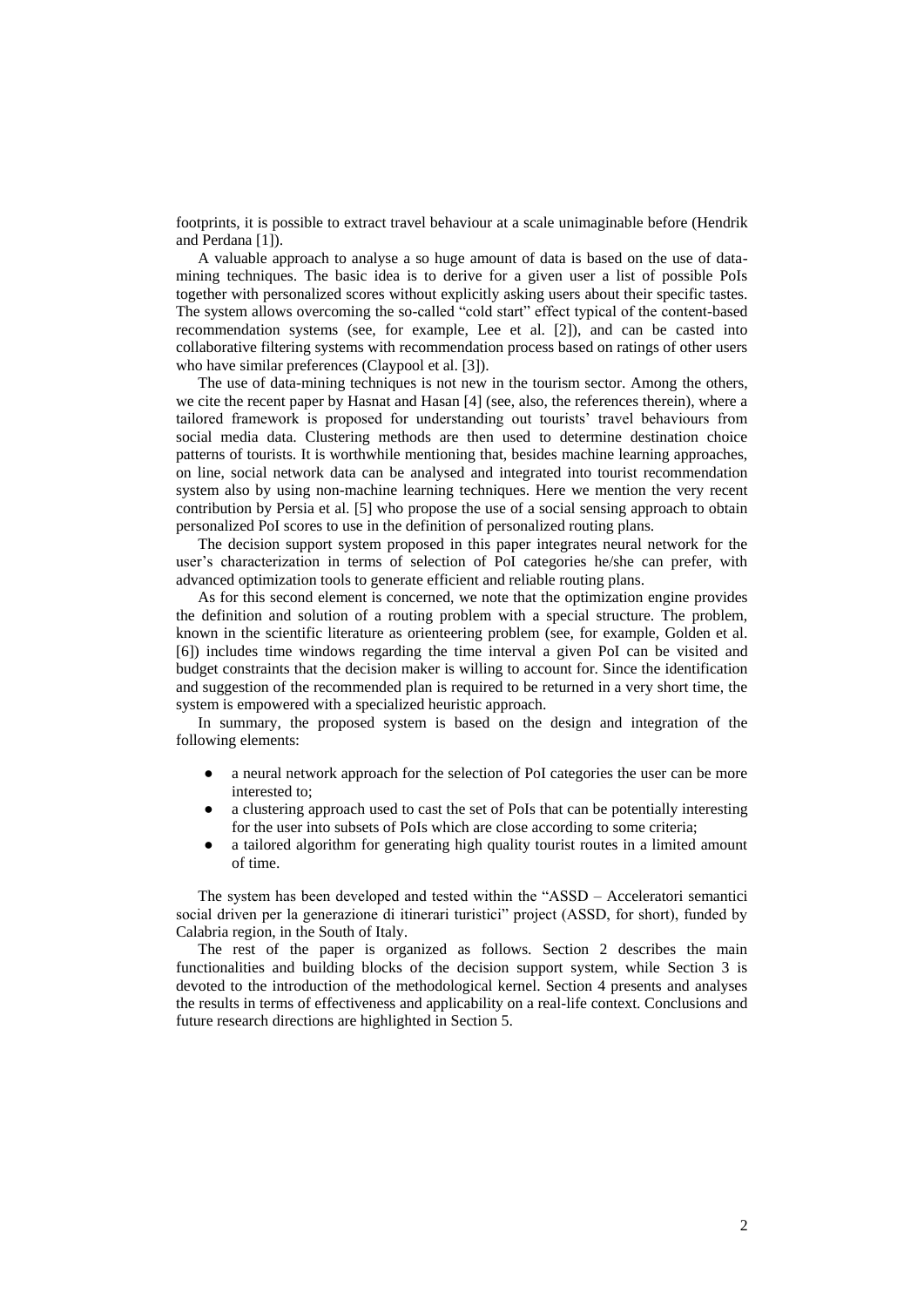footprints, it is possible to extract travel behaviour at a scale unimaginable before (Hendrik and Perdana [1]).

A valuable approach to analyse a so huge amount of data is based on the use of data-mining techniques. The basic idea is to derive for a given user a list of possible PoIs together with personalized scores without explicitly asking users about their specific tastes. The system allows overcoming the so-called "cold start" effect typical of the content-based recommendation systems (see, for example, Lee et al. [2]), and can be casted into collaborative filtering systems with recommendation process based on ratings of other users who have similar preferences (Claypool et al. [3]).

The use of data-mining techniques is not new in the tourism sector. Among the others, we cite the recent paper by Hasnat and Hasan [4] (see, also, the references therein), where a tailored framework is proposed for understanding out tourists' travel behaviours from social media data. Clustering methods are then used to determine destination choice patterns of tourists. It is worthwhile mentioning that, besides machine learning approaches, on line, social network data can be analysed and integrated into tourist recommendation system also by using non-machine learning techniques. Here we mention the very recent contribution by Persia et al. [5] who propose the use of a social sensing approach to obtain personalized PoI scores to use in the definition of personalized routing plans.

The decision support system proposed in this paper integrates neural network for the user's characterization in terms of selection of PoI categories he/she can prefer, with advanced optimization tools to generate efficient and reliable routing plans.

As for this second element is concerned, we note that the optimization engine provides the definition and solution of a routing problem with a special structure. The problem, known in the scientific literature as orienteering problem (see, for example, Golden et al. [6]) includes time windows regarding the time interval a given PoI can be visited and budget constraints that the decision maker is willing to account for. Since the identification and suggestion of the recommended plan is required to be returned in a very short time, the system is empowered with a specialized heuristic approach.

In summary, the proposed system is based on the design and integration of the following elements:

- a neural network approach for the selection of PoI categories the user can be more interested to;
- a clustering approach used to cast the set of PoIs that can be potentially interesting for the user into subsets of PoIs which are close according to some criteria;
- a tailored algorithm for generating high quality tourist routes in a limited amount of time.

The system has been developed and tested within the "ASSD – Acceleratori semantici social driven per la generazione di itinerari turistici" project (ASSD, for short), funded by Calabria region, in the South of Italy.

The rest of the paper is organized as follows. Section 2 describes the main functionalities and building blocks of the decision support system, while Section 3 is devoted to the introduction of the methodological kernel. Section 4 presents and analyses the results in terms of effectiveness and applicability on a real-life context. Conclusions and future research directions are highlighted in Section 5.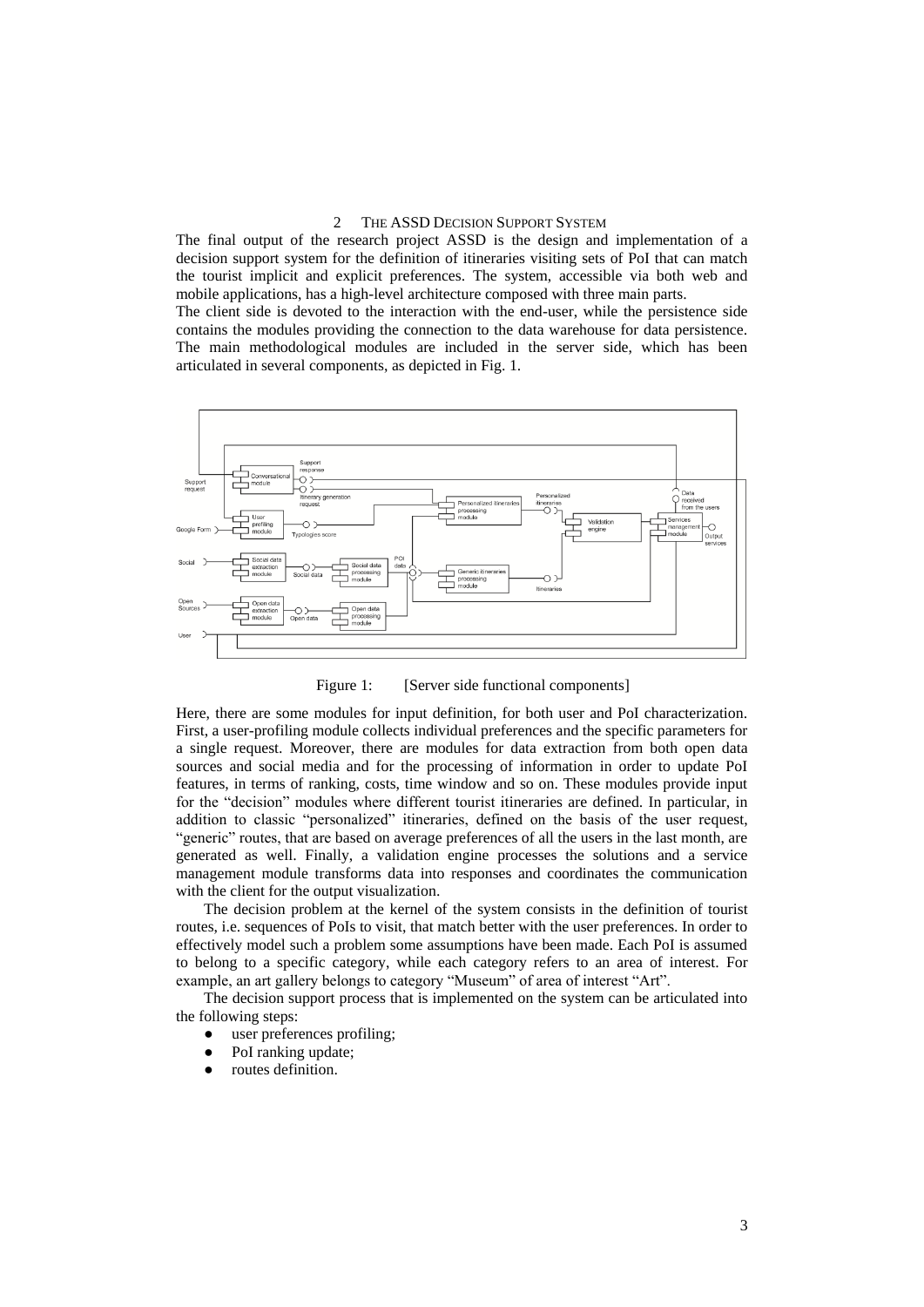## 2 THE ASSD DECISION SUPPORT SYSTEM

The final output of the research project ASSD is the design and implementation of a decision support system for the definition of itineraries visiting sets of PoI that can match the tourist implicit and explicit preferences. The system, accessible via both web and mobile applications, has a high-level architecture composed with three main parts.

The client side is devoted to the interaction with the end-user, while the persistence side contains the modules providing the connection to the data warehouse for data persistence. The main methodological modules are included in the server side, which has been articulated in several components, as depicted in Fig. 1.

Figure 1: [Server side functional components]

Here, there are some modules for input definition, for both user and PoI characterization. First, a user-profiling module collects individual preferences and the specific parameters for a single request. Moreover, there are modules for data extraction from both open data sources and social media and for the processing of information in order to update PoI features, in terms of ranking, costs, time window and so on. These modules provide input for the "decision" modules where different tourist itineraries are defined. In particular, in addition to classic "personalized" itineraries, defined on the basis of the user request, "generic" routes, that are based on average preferences of all the users in the last month, are generated as well. Finally, a validation engine processes the solutions and a service management module transforms data into responses and coordinates the communication with the client for the output visualization.

The decision problem at the kernel of the system consists in the definition of tourist routes, i.e. sequences of PoIs to visit, that match better with the user preferences. In order to effectively model such a problem some assumptions have been made. Each PoI is assumed to belong to a specific category, while each category refers to an area of interest. For example, an art gallery belongs to category "Museum" of area of interest "Art".

The decision support process that is implemented on the system can be articulated into the following steps:

- user preferences profiling;
- PoI ranking update;
- routes definition.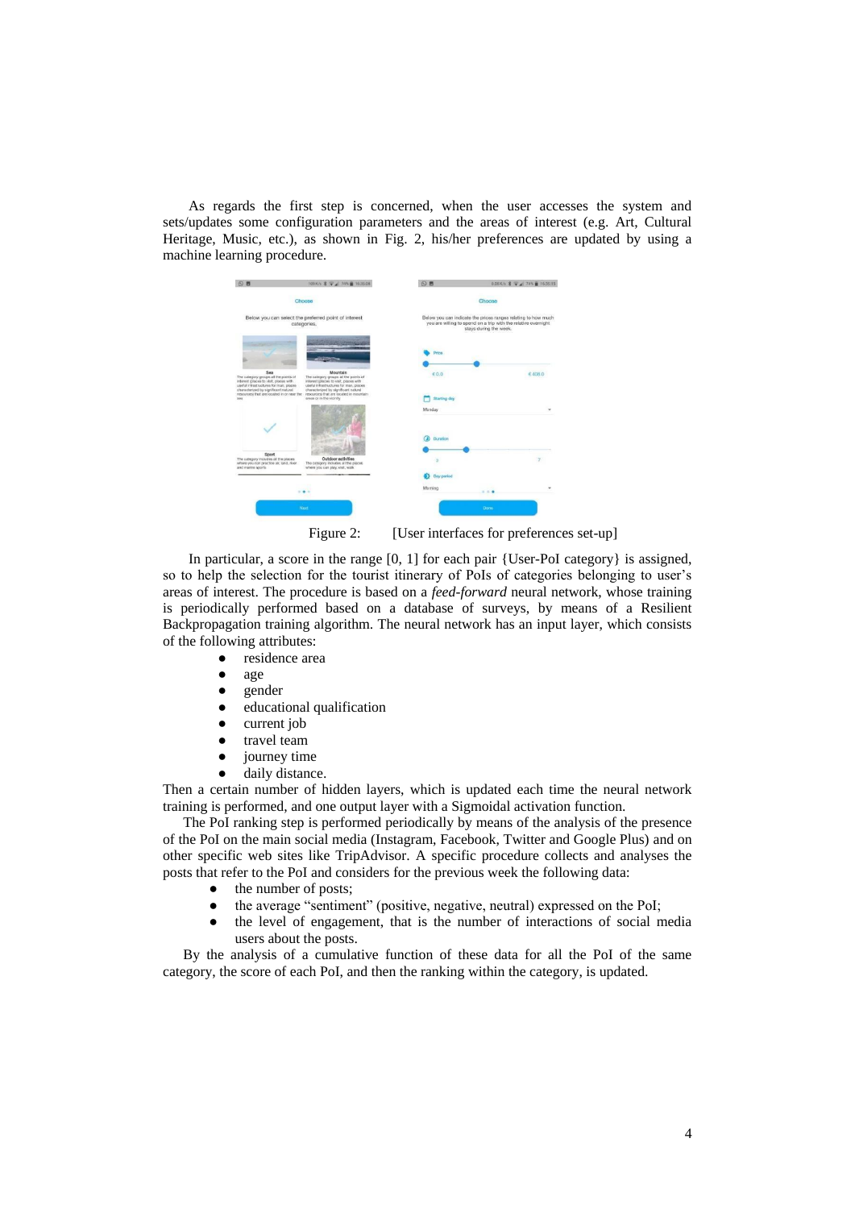As regards the first step is concerned, when the user accesses the system and sets/updates some configuration parameters and the areas of interest (e.g. Art, Cultural Heritage, Music, etc.), as shown in Fig. 2, his/her preferences are updated by using a machine learning procedure.

Figure 2: [User interfaces for preferences set-up]

In particular, a score in the range [0, 1] for each pair {User-PoI category} is assigned, so to help the selection for the tourist itinerary of PoIs of categories belonging to user's areas of interest. The procedure is based on a *feed-forward* neural network, whose training is periodically performed based on a database of surveys, by means of a Resilient Backpropagation training algorithm. The neural network has an input layer, which consists of the following attributes:

- residence area
- age
- gender
- educational qualification
- current job
- travel team
- journey time
- daily distance.

Then a certain number of hidden layers, which is updated each time the neural network training is performed, and one output layer with a Sigmoidal activation function.

The PoI ranking step is performed periodically by means of the analysis of the presence of the PoI on the main social media (Instagram, Facebook, Twitter and Google Plus) and on other specific web sites like TripAdvisor. A specific procedure collects and analyses the posts that refer to the PoI and considers for the previous week the following data:

- the number of posts;
- the average "sentiment" (positive, negative, neutral) expressed on the PoI;
- the level of engagement, that is the number of interactions of social media users about the posts.

By the analysis of a cumulative function of these data for all the PoI of the same category, the score of each PoI, and then the ranking within the category, is updated.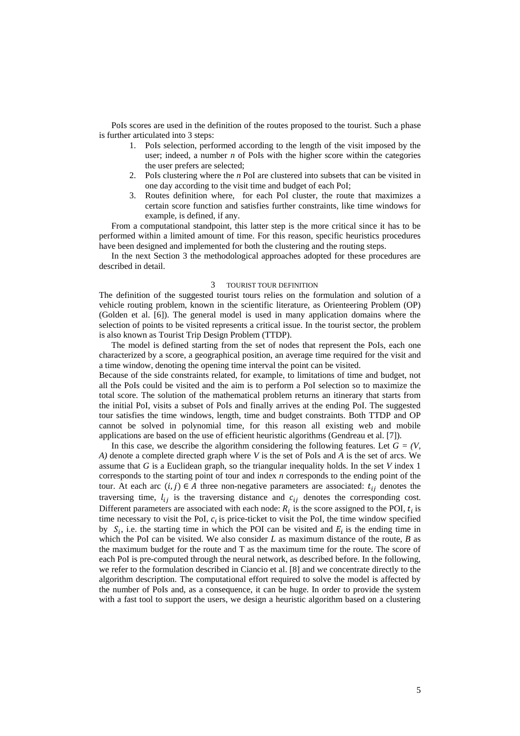PoIs scores are used in the definition of the routes proposed to the tourist. Such a phase is further articulated into 3 steps:

1. PoIs selection, performed according to the length of the visit imposed by the user; indeed, a number *n* of PoIs with the higher score within the categories the user prefers are selected;
2. PoIs clustering where the *n* PoI are clustered into subsets that can be visited in one day according to the visit time and budget of each PoI;
3. Routes definition where, for each PoI cluster, the route that maximizes a certain score function and satisfies further constraints, like time windows for example, is defined, if any.

From a computational standpoint, this latter step is the more critical since it has to be performed within a limited amount of time. For this reason, specific heuristics procedures have been designed and implemented for both the clustering and the routing steps.

In the next Section 3 the methodological approaches adopted for these procedures are described in detail.

## 3 TOURIST TOUR DEFINITION

The definition of the suggested tourist tours relies on the formulation and solution of a vehicle routing problem, known in the scientific literature, as Orienteering Problem (OP) (Golden et al. [6]). The general model is used in many application domains where the selection of points to be visited represents a critical issue. In the tourist sector, the problem is also known as Tourist Trip Design Problem (TTDP).

The model is defined starting from the set of nodes that represent the PoIs, each one characterized by a score, a geographical position, an average time required for the visit and a time window, denoting the opening time interval the point can be visited.

Because of the side constraints related, for example, to limitations of time and budget, not all the PoIs could be visited and the aim is to perform a PoI selection so to maximize the total score. The solution of the mathematical problem returns an itinerary that starts from the initial PoI, visits a subset of PoIs and finally arrives at the ending PoI. The suggested tour satisfies the time windows, length, time and budget constraints. Both TTDP and OP cannot be solved in polynomial time, for this reason all existing web and mobile applications are based on the use of efficient heuristic algorithms (Gendreau et al. [7]).

In this case, we describe the algorithm considering the following features. Let $G = (V, A)$ denote a complete directed graph where $V$ is the set of PoIs and $A$ is the set of arcs. We assume that $G$ is a Euclidean graph, so the triangular inequality holds. In the set $V$ index 1 corresponds to the starting point of tour and index $n$ corresponds to the ending point of the tour. At each arc $(i, j) \in A$ three non-negative parameters are associated: $t_{ij}$ denotes the traversing time, $l_{ij}$ is the traversing distance and $c_{ij}$ denotes the corresponding cost. Different parameters are associated with each node: $R_i$ is the score assigned to the POI, $t_i$ is time necessary to visit the PoI, $c_i$ is price-ticket to visit the PoI, the time window specified by $S_i$, i.e. the starting time in which the POI can be visited and $E_i$ is the ending time in which the PoI can be visited. We also consider $L$ as maximum distance of the route, $B$ as the maximum budget for the route and T as the maximum time for the route. The score of each PoI is pre-computed through the neural network, as described before. In the following, we refer to the formulation described in Ciancio et al. [8] and we concentrate directly to the algorithm description. The computational effort required to solve the model is affected by the number of PoIs and, as a consequence, it can be huge. In order to provide the system with a fast tool to support the users, we design a heuristic algorithm based on a clustering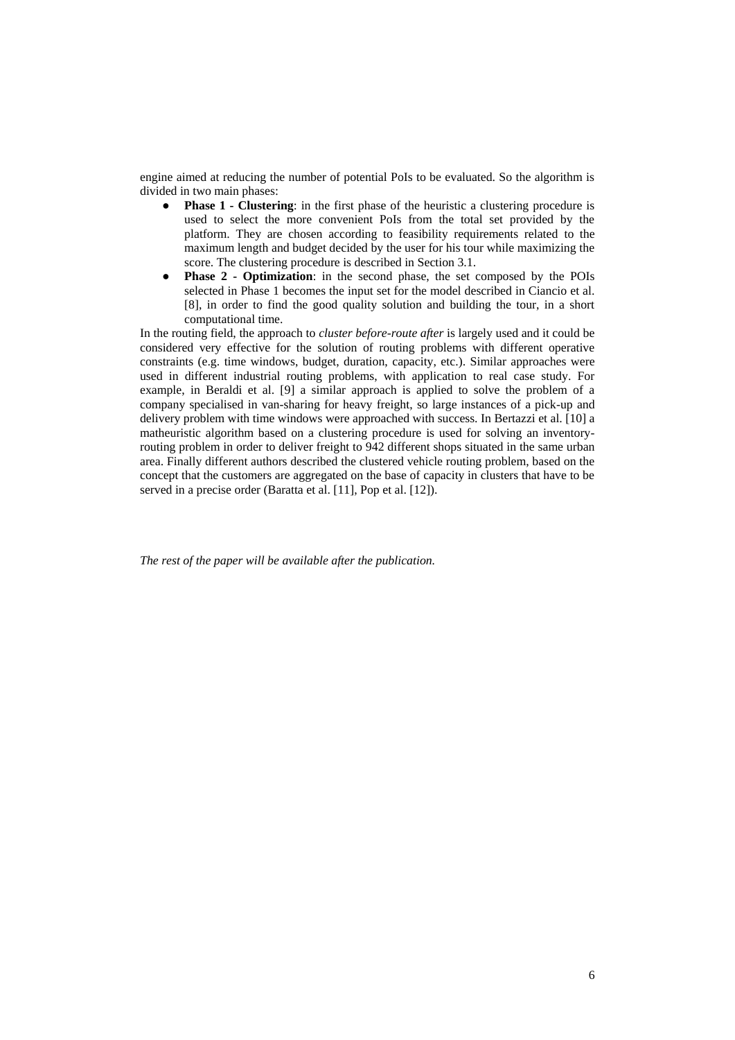engine aimed at reducing the number of potential PoIs to be evaluated. So the algorithm is divided in two main phases:

- **Phase 1 - Clustering**: in the first phase of the heuristic a clustering procedure is used to select the more convenient PoIs from the total set provided by the platform. They are chosen according to feasibility requirements related to the maximum length and budget decided by the user for his tour while maximizing the score. The clustering procedure is described in Section 3.1.
- **Phase 2 - Optimization**: in the second phase, the set composed by the POIs selected in Phase 1 becomes the input set for the model described in Ciancio et al. [8], in order to find the good quality solution and building the tour, in a short computational time.

In the routing field, the approach to *cluster before-route after* is largely used and it could be considered very effective for the solution of routing problems with different operative constraints (e.g. time windows, budget, duration, capacity, etc.). Similar approaches were used in different industrial routing problems, with application to real case study. For example, in Beraldi et al. [9] a similar approach is applied to solve the problem of a company specialised in van-sharing for heavy freight, so large instances of a pick-up and delivery problem with time windows were approached with success. In Bertazzi et al. [10] a matheuristic algorithm based on a clustering procedure is used for solving an inventory-routing problem in order to deliver freight to 942 different shops situated in the same urban area. Finally different authors described the clustered vehicle routing problem, based on the concept that the customers are aggregated on the base of capacity in clusters that have to be served in a precise order (Baratta et al. [11], Pop et al. [12]).

*The rest of the paper will be available after the publication.*